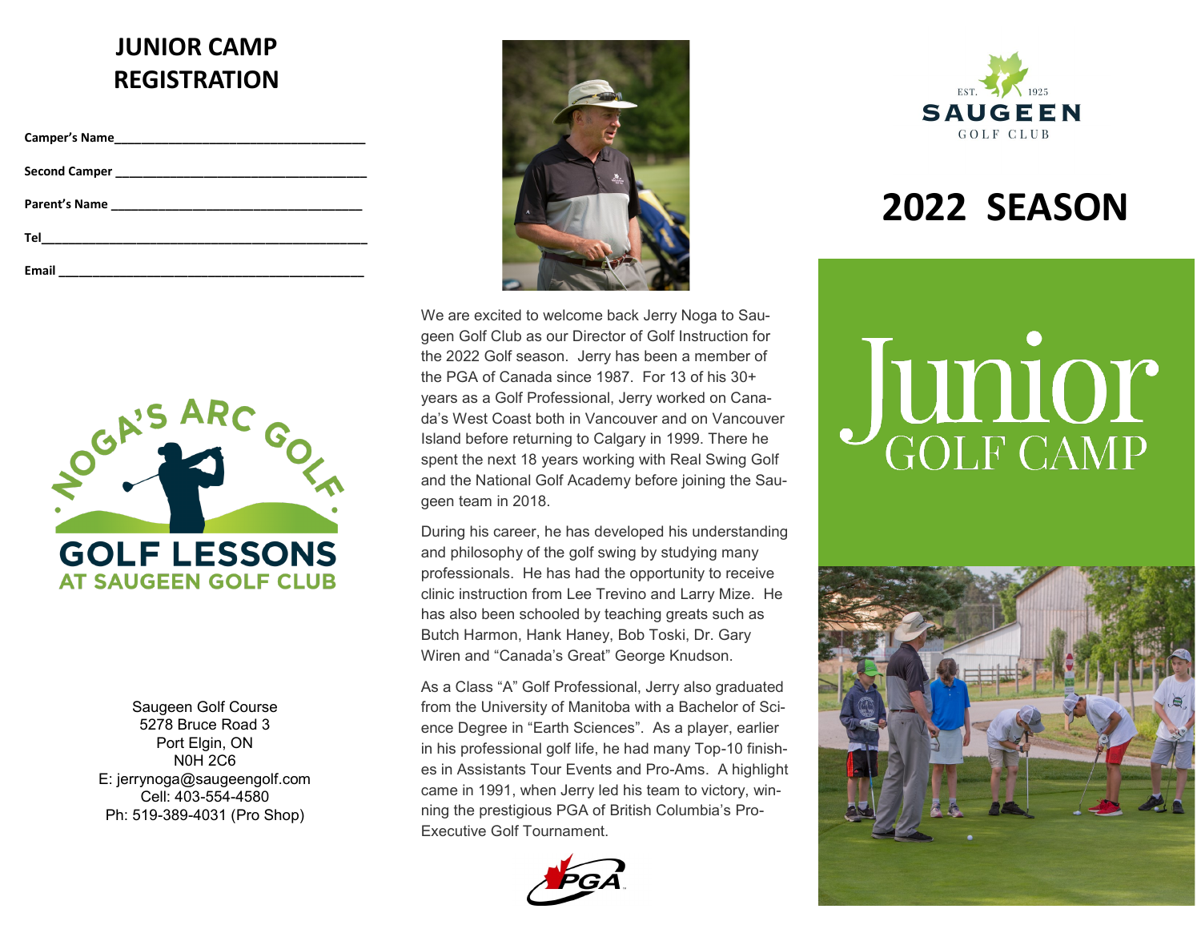# JUNIOR CAMP REGISTRATION

**Camper's Name**_____________________________________

**Second Camper** _____________________________________

**Parent's Name** _____________________________________

**Tel**_____________________________________________

**Email** _____________________________________________

NOGA'S ARC GOLF

GOLF LESSONS AT SAUGEEN GOLF CLUB

Saugeen Golf Course
5278 Bruce Road 3
Port Elgin, ON
N0H 2C6
E: jerrynoga@saugeengolf.com
Cell: 403-554-4580
Ph: 519-389-4031 (Pro Shop)

We are excited to welcome back Jerry Noga to Saugeen Golf Club as our Director of Golf Instruction for the 2022 Golf season. Jerry has been a member of the PGA of Canada since 1987. For 13 of his 30+ years as a Golf Professional, Jerry worked on Canada's West Coast both in Vancouver and on Vancouver Island before returning to Calgary in 1999. There he spent the next 18 years working with Real Swing Golf and the National Golf Academy before joining the Saugeen team in 2018.

During his career, he has developed his understanding and philosophy of the golf swing by studying many professionals. He has had the opportunity to receive clinic instruction from Lee Trevino and Larry Mize. He has also been schooled by teaching greats such as Butch Harmon, Hank Haney, Bob Toski, Dr. Gary Wiren and "Canada's Great" George Knudson.

As a Class "A" Golf Professional, Jerry also graduated from the University of Manitoba with a Bachelor of Science Degree in "Earth Sciences". As a player, earlier in his professional golf life, he had many Top-10 finishes in Assistants Tour Events and Pro-Ams. A highlight came in 1991, when Jerry led his team to victory, winning the prestigious PGA of British Columbia's Pro-Executive Golf Tournament.

PGA

EST. 1925
SAUGEEN
GOLF CLUB

# 2022 SEASON

# Junior GOLF CAMP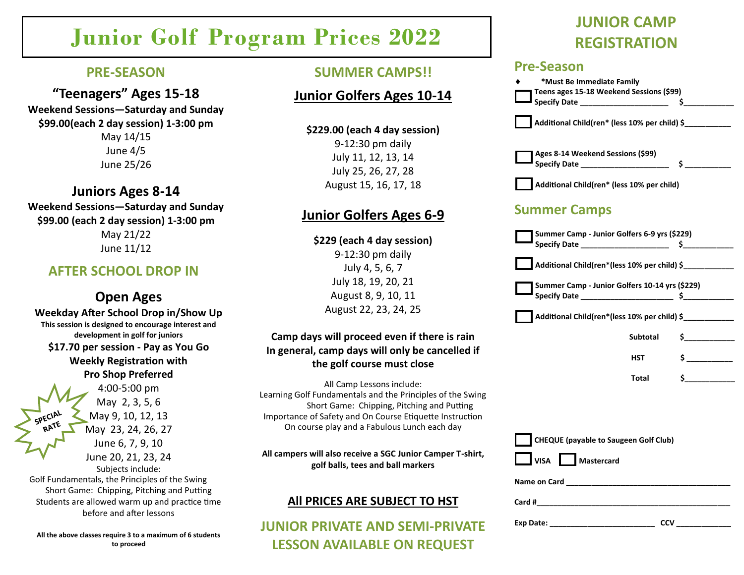# Junior Golf Program Prices 2022

## PRE-SEASON

### "Teenagers" Ages 15-18

**Weekend Sessions—Saturday and Sunday**
**$99.00(each 2 day session) 1-3:00 pm**

May 14/15
June 4/5
June 25/26

### Juniors Ages 8-14

**Weekend Sessions—Saturday and Sunday**
**$99.00 (each 2 day session) 1-3:00 pm**

May 21/22
June 11/12

## AFTER SCHOOL DROP IN

### Open Ages

**Weekday After School Drop in/Show Up**
**This session is designed to encourage interest and development in golf for juniors**
**$17.70 per session - Pay as You Go**
**Weekly Registration with Pro Shop Preferred**

SPECIAL RATE

4:00-5:00 pm
May 2, 3, 5, 6
May 9, 10, 12, 13
May 23, 24, 26, 27
June 6, 7, 9, 10
June 20, 21, 23, 24

Subjects include:
Golf Fundamentals, the Principles of the Swing
Short Game: Chipping, Pitching and Putting
Students are allowed warm up and practice time before and after lessons

**All the above classes require 3 to a maximum of 6 students to proceed**

## SUMMER CAMPS!!

### Junior Golfers Ages 10-14

**$229.00 (each 4 day session)**

9-12:30 pm daily
July 11, 12, 13, 14
July 25, 26, 27, 28
August 15, 16, 17, 18

### Junior Golfers Ages 6-9

**$229 (each 4 day session)**

9-12:30 pm daily
July 4, 5, 6, 7
July 18, 19, 20, 21
August 8, 9, 10, 11
August 22, 23, 24, 25

**Camp days will proceed even if there is rain**
**In general, camp days will only be cancelled if the golf course must close**

All Camp Lessons include:
Learning Golf Fundamentals and the Principles of the Swing
Short Game: Chipping, Pitching and Putting
Importance of Safety and On Course Etiquette Instruction
On course play and a Fabulous Lunch each day

**All campers will also receive a SGC Junior Camper T-shirt, golf balls, tees and ball markers**

**All PRICES ARE SUBJECT TO HST**

## JUNIOR PRIVATE AND SEMI-PRIVATE LESSON AVAILABLE ON REQUEST

## JUNIOR CAMP REGISTRATION

### Pre-Season

- **\*Must Be Immediate Family**

☐ **Teens ages 15-18 Weekend Sessions ($99)**
**Specify Date ____________________ $___________**

☐ **Additional Child(ren\* (less 10% per child) $__________**

☐ **Ages 8-14 Weekend Sessions ($99)**
**Specify Date ____________________ $ __________**

☐ **Additional Child(ren\* (less 10% per child)**

### Summer Camps

☐ **Summer Camp - Junior Golfers 6-9 yrs ($229)**
**Specify Date ____________________ $___________**

☐ **Additional Child(ren\*(less 10% per child) $___________**

☐ **Summer Camp - Junior Golfers 10-14 yrs ($229)**
**Specify Date ____________________ $___________**

☐ **Additional Child(ren\*(less 10% per child) $___________**

**Subtotal $___________**

**HST $ __________**

**Total $___________**

☐ **CHEQUE (payable to Saugeen Golf Club)**

☐ **VISA** ☐ **Mastercard**

**Name on Card ______________________________________**

**Card #____________________________________________**

**Exp Date: ________________________ CCV ____________**